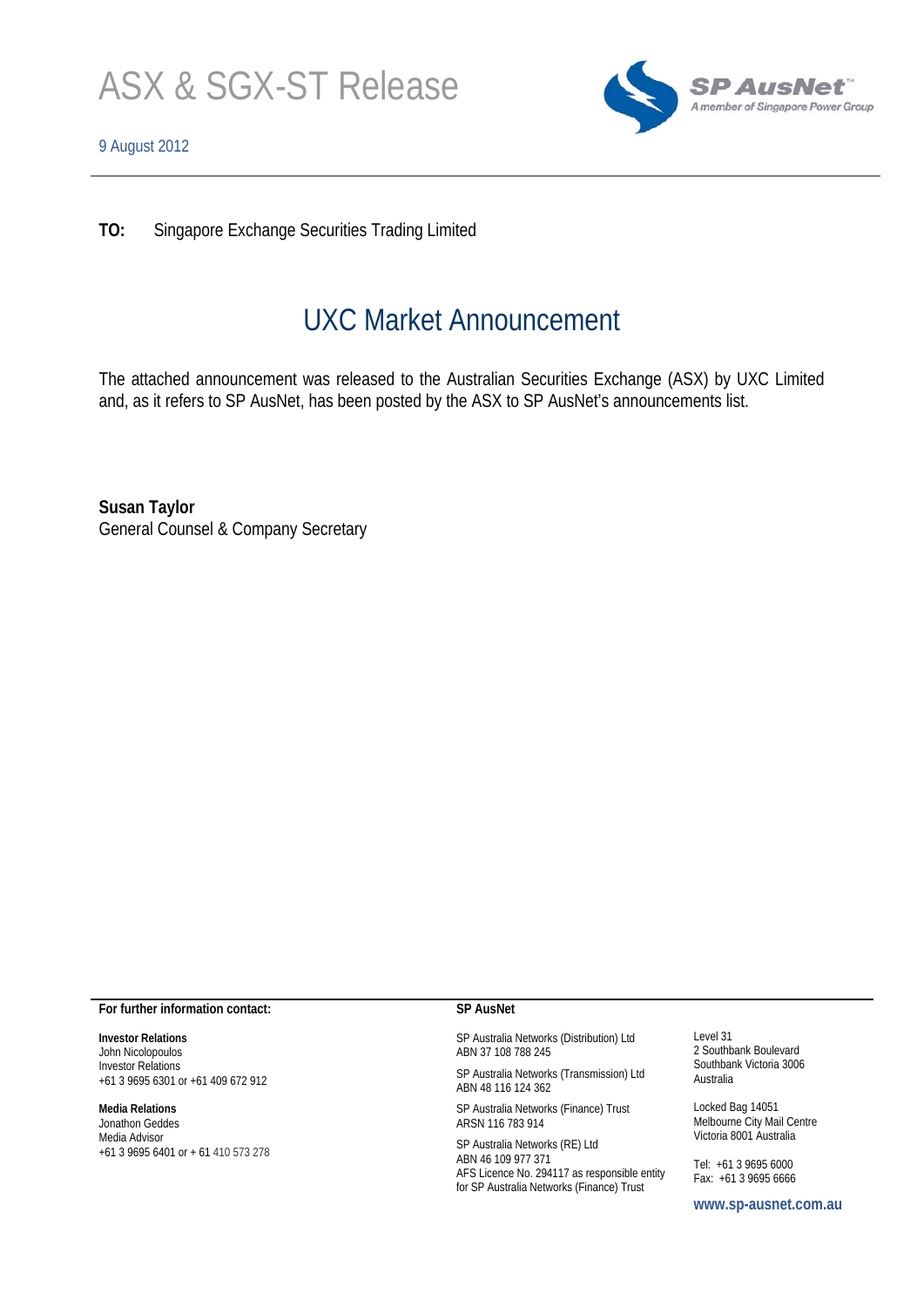# ASX & SGX-ST Release

9 August 2012

SP AusNet™
A member of Singapore Power Group

---

**TO:** Singapore Exchange Securities Trading Limited

## UXC Market Announcement

The attached announcement was released to the Australian Securities Exchange (ASX) by UXC Limited and, as it refers to SP AusNet, has been posted by the ASX to SP AusNet's announcements list.

**Susan Taylor**
General Counsel & Company Secretary

---

**For further information contact:**

**Investor Relations**
John Nicolopoulos
Investor Relations
+61 3 9695 6301 or +61 409 672 912

**Media Relations**
Jonathon Geddes
Media Advisor
+61 3 9695 6401 or + 61 410 573 278

**SP AusNet**

SP Australia Networks (Distribution) Ltd
ABN 37 108 788 245

SP Australia Networks (Transmission) Ltd
ABN 48 116 124 362

SP Australia Networks (Finance) Trust
ARSN 116 783 914

SP Australia Networks (RE) Ltd
ABN 46 109 977 371
AFS Licence No. 294117 as responsible entity for SP Australia Networks (Finance) Trust

Level 31
2 Southbank Boulevard
Southbank Victoria 3006
Australia

Locked Bag 14051
Melbourne City Mail Centre
Victoria 8001 Australia

Tel: +61 3 9695 6000
Fax: +61 3 9695 6666

**www.sp-ausnet.com.au**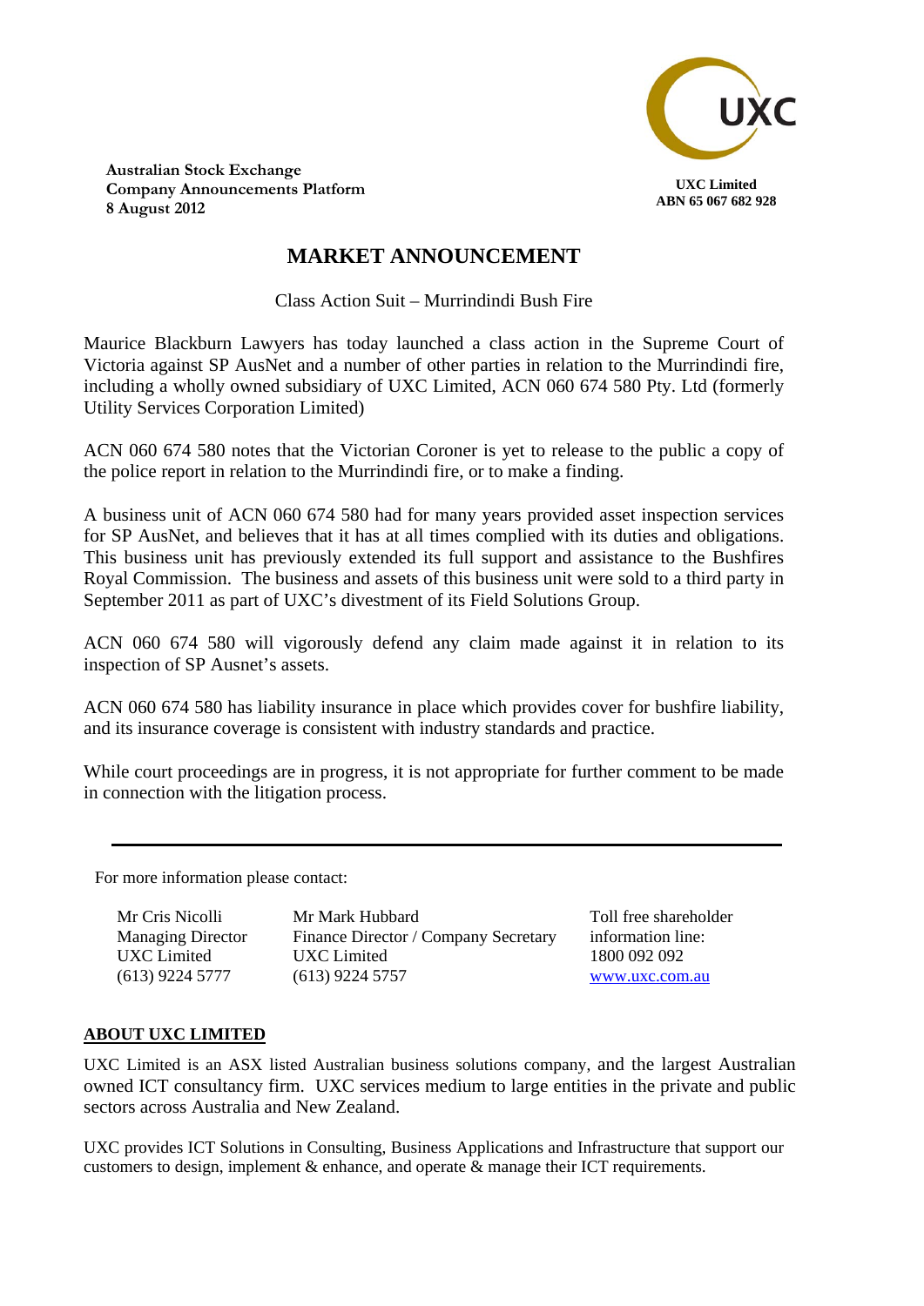Australian Stock Exchange
Company Announcements Platform
8 August 2012

UXC Limited
ABN 65 067 682 928

# MARKET ANNOUNCEMENT

Class Action Suit – Murrindindi Bush Fire

Maurice Blackburn Lawyers has today launched a class action in the Supreme Court of Victoria against SP AusNet and a number of other parties in relation to the Murrindindi fire, including a wholly owned subsidiary of UXC Limited, ACN 060 674 580 Pty. Ltd (formerly Utility Services Corporation Limited)

ACN 060 674 580 notes that the Victorian Coroner is yet to release to the public a copy of the police report in relation to the Murrindindi fire, or to make a finding.

A business unit of ACN 060 674 580 had for many years provided asset inspection services for SP AusNet, and believes that it has at all times complied with its duties and obligations. This business unit has previously extended its full support and assistance to the Bushfires Royal Commission. The business and assets of this business unit were sold to a third party in September 2011 as part of UXC's divestment of its Field Solutions Group.

ACN 060 674 580 will vigorously defend any claim made against it in relation to its inspection of SP Ausnet's assets.

ACN 060 674 580 has liability insurance in place which provides cover for bushfire liability, and its insurance coverage is consistent with industry standards and practice.

While court proceedings are in progress, it is not appropriate for further comment to be made in connection with the litigation process.

---

For more information please contact:

| Mr Cris Nicolli | Mr Mark Hubbard | Toll free shareholder |
|---|---|---|
| Managing Director | Finance Director / Company Secretary | information line: |
| UXC Limited | UXC Limited | 1800 092 092 |
| (613) 9224 5777 | (613) 9224 5757 | www.uxc.com.au |

## ABOUT UXC LIMITED

UXC Limited is an ASX listed Australian business solutions company, and the largest Australian owned ICT consultancy firm. UXC services medium to large entities in the private and public sectors across Australia and New Zealand.

UXC provides ICT Solutions in Consulting, Business Applications and Infrastructure that support our customers to design, implement & enhance, and operate & manage their ICT requirements.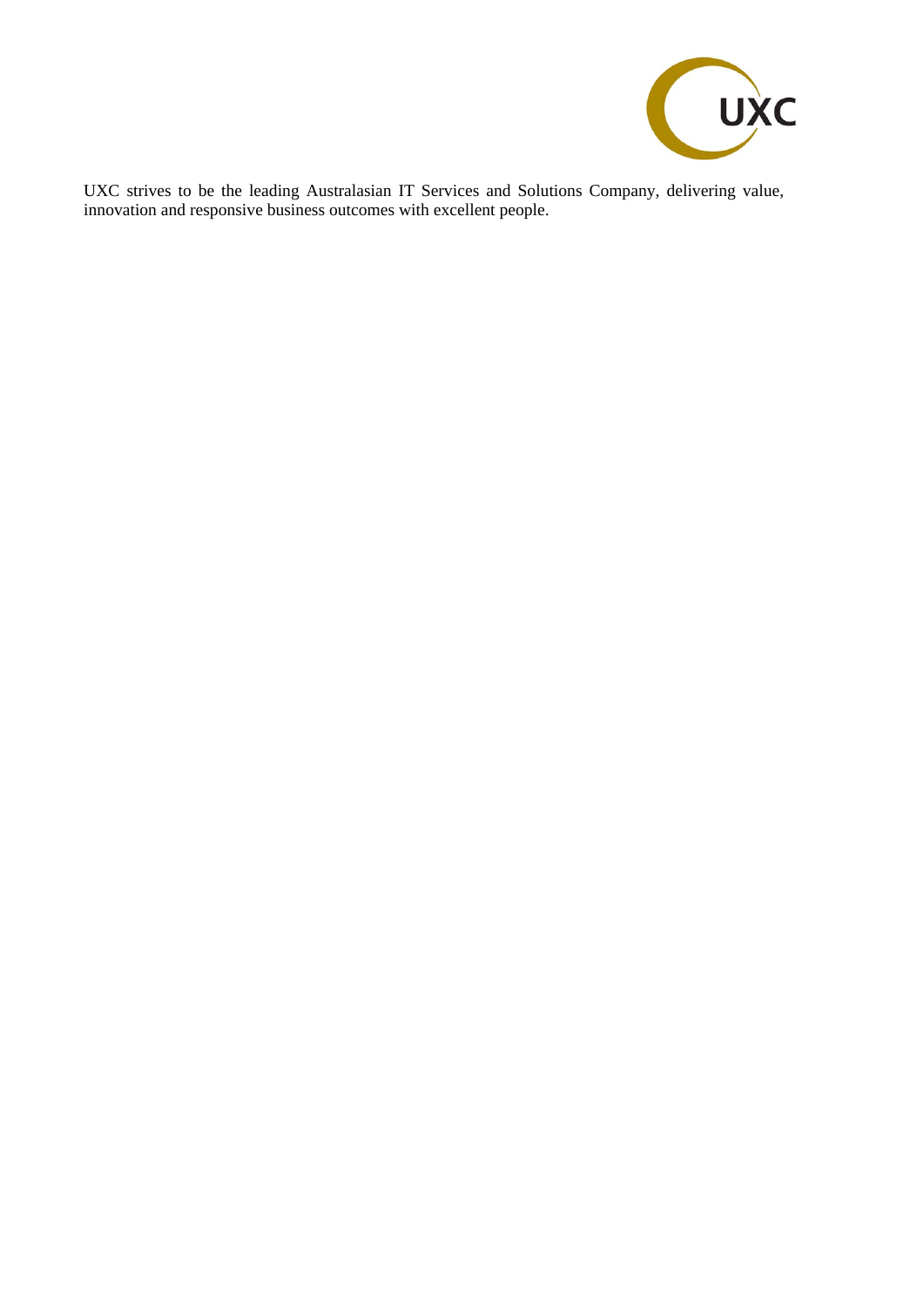UXC strives to be the leading Australasian IT Services and Solutions Company, delivering value, innovation and responsive business outcomes with excellent people.